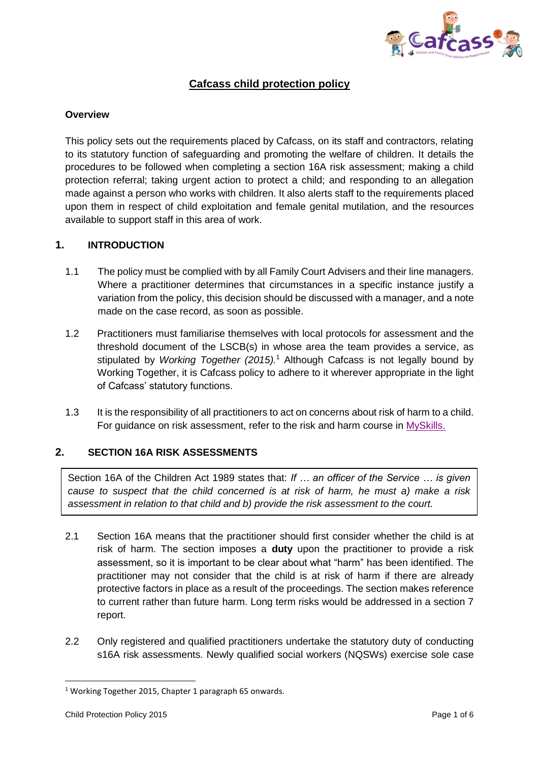# Cafcass child protection policy

**Overview**

This policy sets out the requirements placed by Cafcass, on its staff and contractors, relating to its statutory function of safeguarding and promoting the welfare of children. It details the procedures to be followed when completing a section 16A risk assessment; making a child protection referral; taking urgent action to protect a child; and responding to an allegation made against a person who works with children. It also alerts staff to the requirements placed upon them in respect of child exploitation and female genital mutilation, and the resources available to support staff in this area of work.

## 1. INTRODUCTION

1.1 The policy must be complied with by all Family Court Advisers and their line managers. Where a practitioner determines that circumstances in a specific instance justify a variation from the policy, this decision should be discussed with a manager, and a note made on the case record, as soon as possible.

1.2 Practitioners must familiarise themselves with local protocols for assessment and the threshold document of the LSCB(s) in whose area the team provides a service, as stipulated by *Working Together (2015).*[1] Although Cafcass is not legally bound by Working Together, it is Cafcass policy to adhere to it wherever appropriate in the light of Cafcass' statutory functions.

1.3 It is the responsibility of all practitioners to act on concerns about risk of harm to a child. For guidance on risk assessment, refer to the risk and harm course in MySkills.

## 2. SECTION 16A RISK ASSESSMENTS

> Section 16A of the Children Act 1989 states that: *If … an officer of the Service … is given cause to suspect that the child concerned is at risk of harm, he must a) make a risk assessment in relation to that child and b) provide the risk assessment to the court.*

2.1 Section 16A means that the practitioner should first consider whether the child is at risk of harm. The section imposes a **duty** upon the practitioner to provide a risk assessment, so it is important to be clear about what "harm" has been identified. The practitioner may not consider that the child is at risk of harm if there are already protective factors in place as a result of the proceedings. The section makes reference to current rather than future harm. Long term risks would be addressed in a section 7 report.

2.2 Only registered and qualified practitioners undertake the statutory duty of conducting s16A risk assessments. Newly qualified social workers (NQSWs) exercise sole case

---

[1] Working Together 2015, Chapter 1 paragraph 65 onwards.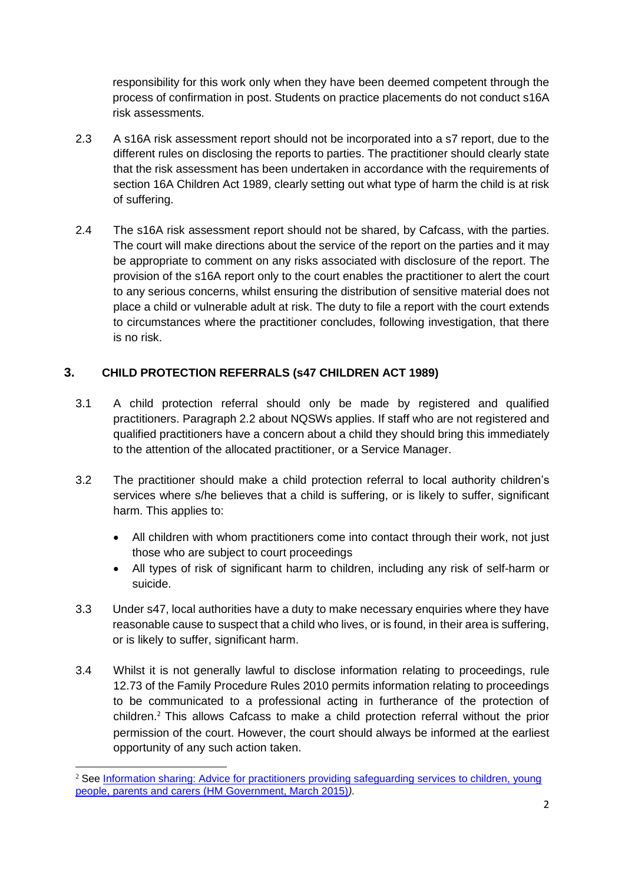responsibility for this work only when they have been deemed competent through the process of confirmation in post. Students on practice placements do not conduct s16A risk assessments.

2.3 A s16A risk assessment report should not be incorporated into a s7 report, due to the different rules on disclosing the reports to parties. The practitioner should clearly state that the risk assessment has been undertaken in accordance with the requirements of section 16A Children Act 1989, clearly setting out what type of harm the child is at risk of suffering.

2.4 The s16A risk assessment report should not be shared, by Cafcass, with the parties. The court will make directions about the service of the report on the parties and it may be appropriate to comment on any risks associated with disclosure of the report. The provision of the s16A report only to the court enables the practitioner to alert the court to any serious concerns, whilst ensuring the distribution of sensitive material does not place a child or vulnerable adult at risk. The duty to file a report with the court extends to circumstances where the practitioner concludes, following investigation, that there is no risk.

## 3. CHILD PROTECTION REFERRALS (s47 CHILDREN ACT 1989)

3.1 A child protection referral should only be made by registered and qualified practitioners. Paragraph 2.2 about NQSWs applies. If staff who are not registered and qualified practitioners have a concern about a child they should bring this immediately to the attention of the allocated practitioner, or a Service Manager.

3.2 The practitioner should make a child protection referral to local authority children's services where s/he believes that a child is suffering, or is likely to suffer, significant harm. This applies to:

- All children with whom practitioners come into contact through their work, not just those who are subject to court proceedings
- All types of risk of significant harm to children, including any risk of self-harm or suicide.

3.3 Under s47, local authorities have a duty to make necessary enquiries where they have reasonable cause to suspect that a child who lives, or is found, in their area is suffering, or is likely to suffer, significant harm.

3.4 Whilst it is not generally lawful to disclose information relating to proceedings, rule 12.73 of the Family Procedure Rules 2010 permits information relating to proceedings to be communicated to a professional acting in furtherance of the protection of children.[2] This allows Cafcass to make a child protection referral without the prior permission of the court. However, the court should always be informed at the earliest opportunity of any such action taken.

[2] See Information sharing: Advice for practitioners providing safeguarding services to children, young people, parents and carers (HM Government, March 2015).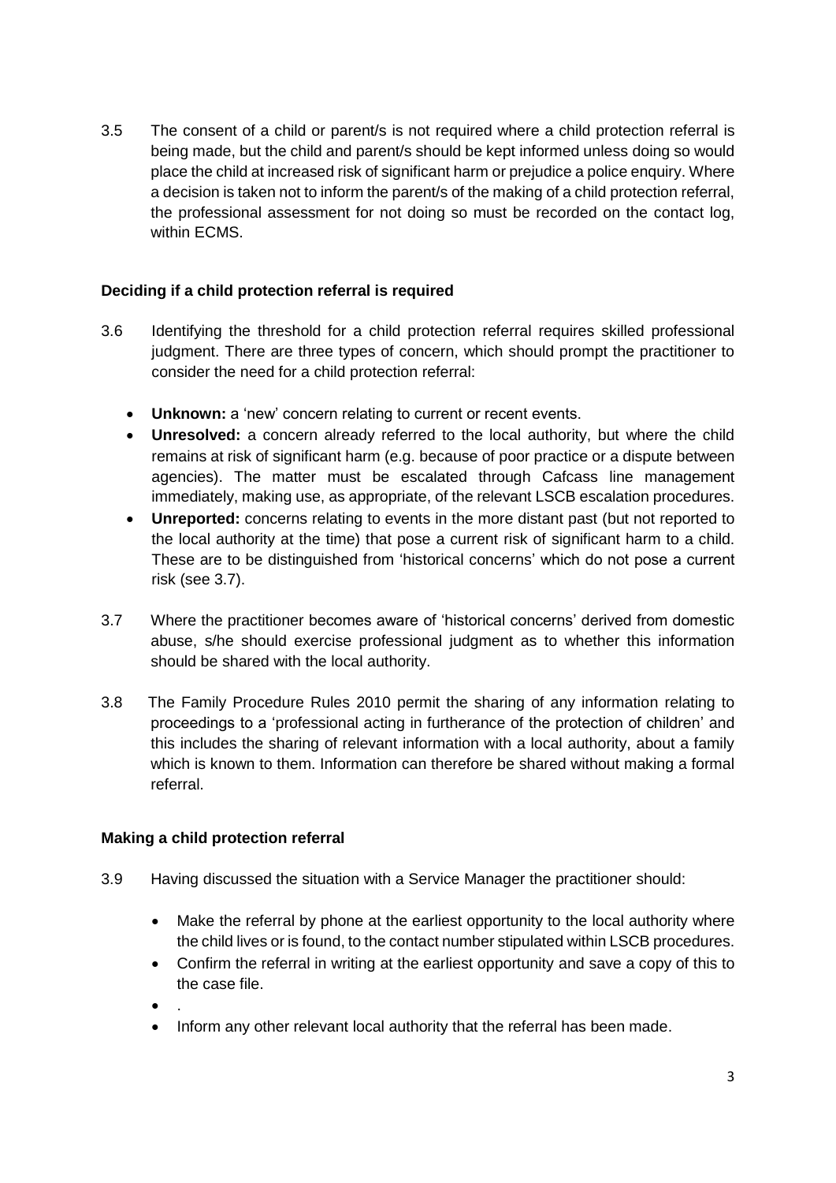3.5 The consent of a child or parent/s is not required where a child protection referral is being made, but the child and parent/s should be kept informed unless doing so would place the child at increased risk of significant harm or prejudice a police enquiry. Where a decision is taken not to inform the parent/s of the making of a child protection referral, the professional assessment for not doing so must be recorded on the contact log, within ECMS.

**Deciding if a child protection referral is required**

3.6 Identifying the threshold for a child protection referral requires skilled professional judgment. There are three types of concern, which should prompt the practitioner to consider the need for a child protection referral:

- **Unknown:** a 'new' concern relating to current or recent events.
- **Unresolved:** a concern already referred to the local authority, but where the child remains at risk of significant harm (e.g. because of poor practice or a dispute between agencies). The matter must be escalated through Cafcass line management immediately, making use, as appropriate, of the relevant LSCB escalation procedures.
- **Unreported:** concerns relating to events in the more distant past (but not reported to the local authority at the time) that pose a current risk of significant harm to a child. These are to be distinguished from 'historical concerns' which do not pose a current risk (see 3.7).

3.7 Where the practitioner becomes aware of 'historical concerns' derived from domestic abuse, s/he should exercise professional judgment as to whether this information should be shared with the local authority.

3.8 The Family Procedure Rules 2010 permit the sharing of any information relating to proceedings to a 'professional acting in furtherance of the protection of children' and this includes the sharing of relevant information with a local authority, about a family which is known to them. Information can therefore be shared without making a formal referral.

**Making a child protection referral**

3.9 Having discussed the situation with a Service Manager the practitioner should:

- Make the referral by phone at the earliest opportunity to the local authority where the child lives or is found, to the contact number stipulated within LSCB procedures.
- Confirm the referral in writing at the earliest opportunity and save a copy of this to the case file.
- .
- Inform any other relevant local authority that the referral has been made.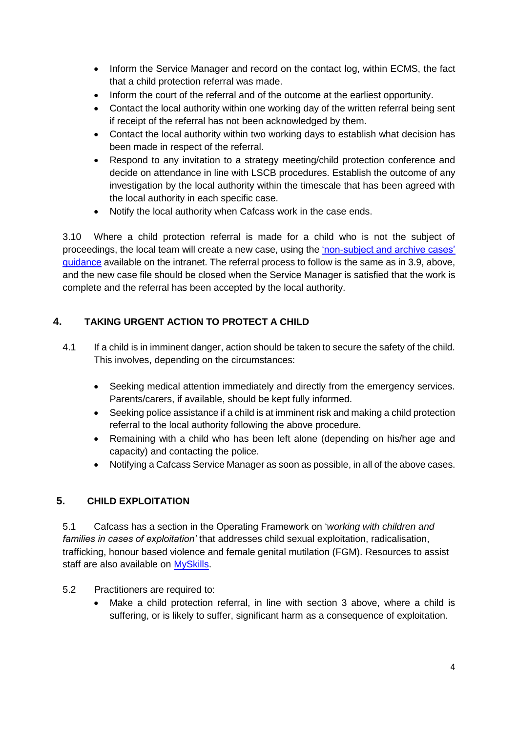- Inform the Service Manager and record on the contact log, within ECMS, the fact that a child protection referral was made.
- Inform the court of the referral and of the outcome at the earliest opportunity.
- Contact the local authority within one working day of the written referral being sent if receipt of the referral has not been acknowledged by them.
- Contact the local authority within two working days to establish what decision has been made in respect of the referral.
- Respond to any invitation to a strategy meeting/child protection conference and decide on attendance in line with LSCB procedures. Establish the outcome of any investigation by the local authority within the timescale that has been agreed with the local authority in each specific case.
- Notify the local authority when Cafcass work in the case ends.

3.10 Where a child protection referral is made for a child who is not the subject of proceedings, the local team will create a new case, using the ['non-subject and archive cases' guidance]() available on the intranet. The referral process to follow is the same as in 3.9, above, and the new case file should be closed when the Service Manager is satisfied that the work is complete and the referral has been accepted by the local authority.

## 4. TAKING URGENT ACTION TO PROTECT A CHILD

4.1 If a child is in imminent danger, action should be taken to secure the safety of the child. This involves, depending on the circumstances:

- Seeking medical attention immediately and directly from the emergency services. Parents/carers, if available, should be kept fully informed.
- Seeking police assistance if a child is at imminent risk and making a child protection referral to the local authority following the above procedure.
- Remaining with a child who has been left alone (depending on his/her age and capacity) and contacting the police.
- Notifying a Cafcass Service Manager as soon as possible, in all of the above cases.

## 5. CHILD EXPLOITATION

5.1 Cafcass has a section in the Operating Framework on '*working with children and families in cases of exploitation'* that addresses child sexual exploitation, radicalisation, trafficking, honour based violence and female genital mutilation (FGM). Resources to assist staff are also available on [MySkills]().

5.2 Practitioners are required to:

- Make a child protection referral, in line with section 3 above, where a child is suffering, or is likely to suffer, significant harm as a consequence of exploitation.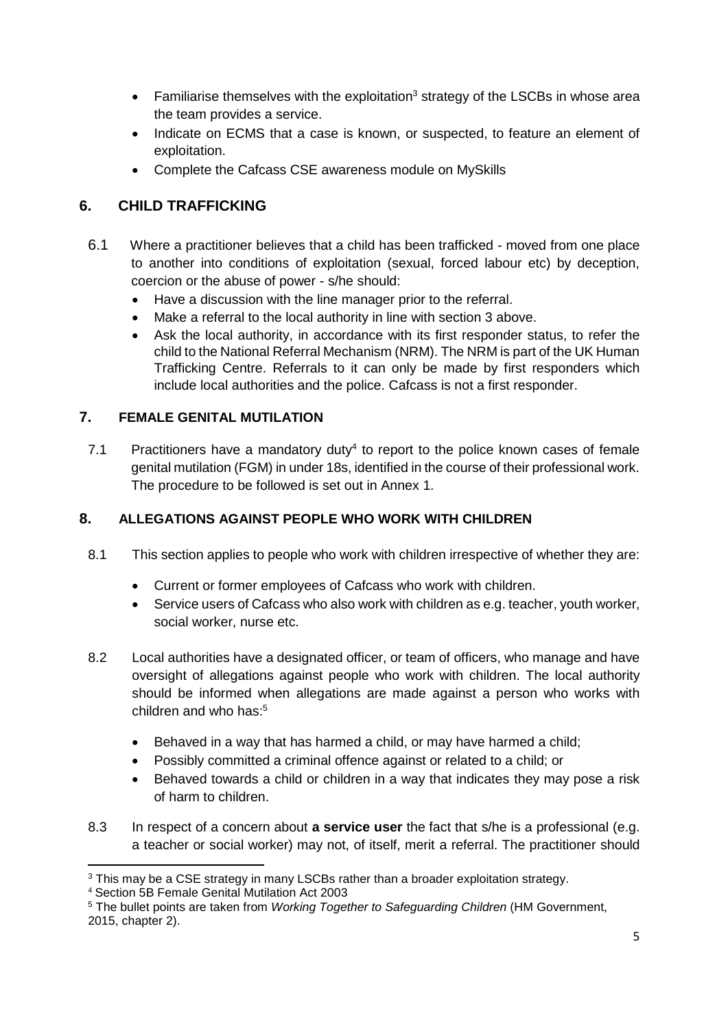- Familiarise themselves with the exploitation[3] strategy of the LSCBs in whose area the team provides a service.
- Indicate on ECMS that a case is known, or suspected, to feature an element of exploitation.
- Complete the Cafcass CSE awareness module on MySkills

## 6. CHILD TRAFFICKING

6.1 Where a practitioner believes that a child has been trafficked - moved from one place to another into conditions of exploitation (sexual, forced labour etc) by deception, coercion or the abuse of power - s/he should:

- Have a discussion with the line manager prior to the referral.
- Make a referral to the local authority in line with section 3 above.
- Ask the local authority, in accordance with its first responder status, to refer the child to the National Referral Mechanism (NRM). The NRM is part of the UK Human Trafficking Centre. Referrals to it can only be made by first responders which include local authorities and the police. Cafcass is not a first responder.

## 7. FEMALE GENITAL MUTILATION

7.1 Practitioners have a mandatory duty[4] to report to the police known cases of female genital mutilation (FGM) in under 18s, identified in the course of their professional work. The procedure to be followed is set out in Annex 1.

## 8. ALLEGATIONS AGAINST PEOPLE WHO WORK WITH CHILDREN

8.1 This section applies to people who work with children irrespective of whether they are:

- Current or former employees of Cafcass who work with children.
- Service users of Cafcass who also work with children as e.g. teacher, youth worker, social worker, nurse etc.

8.2 Local authorities have a designated officer, or team of officers, who manage and have oversight of allegations against people who work with children. The local authority should be informed when allegations are made against a person who works with children and who has:[5]

- Behaved in a way that has harmed a child, or may have harmed a child;
- Possibly committed a criminal offence against or related to a child; or
- Behaved towards a child or children in a way that indicates they may pose a risk of harm to children.

8.3 In respect of a concern about **a service user** the fact that s/he is a professional (e.g. a teacher or social worker) may not, of itself, merit a referral. The practitioner should

---

[3] This may be a CSE strategy in many LSCBs rather than a broader exploitation strategy.

[4] Section 5B Female Genital Mutilation Act 2003

[5] The bullet points are taken from *Working Together to Safeguarding Children* (HM Government, 2015, chapter 2).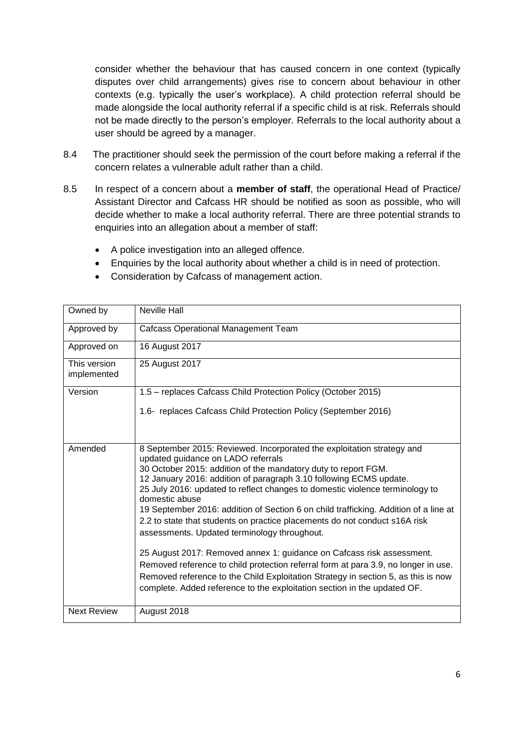consider whether the behaviour that has caused concern in one context (typically disputes over child arrangements) gives rise to concern about behaviour in other contexts (e.g. typically the user's workplace). A child protection referral should be made alongside the local authority referral if a specific child is at risk. Referrals should not be made directly to the person's employer. Referrals to the local authority about a user should be agreed by a manager.

8.4 The practitioner should seek the permission of the court before making a referral if the concern relates a vulnerable adult rather than a child.

8.5 In respect of a concern about a **member of staff**, the operational Head of Practice/ Assistant Director and Cafcass HR should be notified as soon as possible, who will decide whether to make a local authority referral. There are three potential strands to enquiries into an allegation about a member of staff:

- A police investigation into an alleged offence.
- Enquiries by the local authority about whether a child is in need of protection.
- Consideration by Cafcass of management action.

| Owned by | Neville Hall |
|---|---|
| Approved by | Cafcass Operational Management Team |
| Approved on | 16 August 2017 |
| This version implemented | 25 August 2017 |
| Version | 1.5 – replaces Cafcass Child Protection Policy (October 2015)<br><br>1.6- replaces Cafcass Child Protection Policy (September 2016) |
| Amended | 8 September 2015: Reviewed. Incorporated the exploitation strategy and updated guidance on LADO referrals<br>30 October 2015: addition of the mandatory duty to report FGM.<br>12 January 2016: addition of paragraph 3.10 following ECMS update.<br>25 July 2016: updated to reflect changes to domestic violence terminology to domestic abuse<br>19 September 2016: addition of Section 6 on child trafficking. Addition of a line at 2.2 to state that students on practice placements do not conduct s16A risk assessments. Updated terminology throughout.<br><br>25 August 2017: Removed annex 1: guidance on Cafcass risk assessment. Removed reference to child protection referral form at para 3.9, no longer in use. Removed reference to the Child Exploitation Strategy in section 5, as this is now complete. Added reference to the exploitation section in the updated OF. |
| Next Review | August 2018 |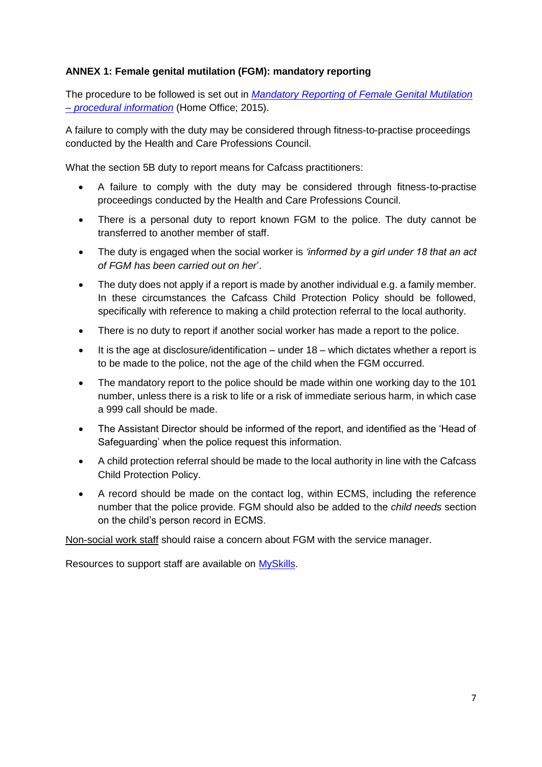**ANNEX 1: Female genital mutilation (FGM): mandatory reporting**

The procedure to be followed is set out in [*Mandatory Reporting of Female Genital Mutilation – procedural information*]() (Home Office; 2015).

A failure to comply with the duty may be considered through fitness-to-practise proceedings conducted by the Health and Care Professions Council.

What the section 5B duty to report means for Cafcass practitioners:

- A failure to comply with the duty may be considered through fitness-to-practise proceedings conducted by the Health and Care Professions Council.
- There is a personal duty to report known FGM to the police. The duty cannot be transferred to another member of staff.
- The duty is engaged when the social worker is *'informed by a girl under 18 that an act of FGM has been carried out on her*'.
- The duty does not apply if a report is made by another individual e.g. a family member. In these circumstances the Cafcass Child Protection Policy should be followed, specifically with reference to making a child protection referral to the local authority.
- There is no duty to report if another social worker has made a report to the police.
- It is the age at disclosure/identification – under 18 – which dictates whether a report is to be made to the police, not the age of the child when the FGM occurred.
- The mandatory report to the police should be made within one working day to the 101 number, unless there is a risk to life or a risk of immediate serious harm, in which case a 999 call should be made.
- The Assistant Director should be informed of the report, and identified as the 'Head of Safeguarding' when the police request this information.
- A child protection referral should be made to the local authority in line with the Cafcass Child Protection Policy.
- A record should be made on the contact log, within ECMS, including the reference number that the police provide. FGM should also be added to the *child needs* section on the child's person record in ECMS.

Non-social work staff should raise a concern about FGM with the service manager.

Resources to support staff are available on [MySkills]().